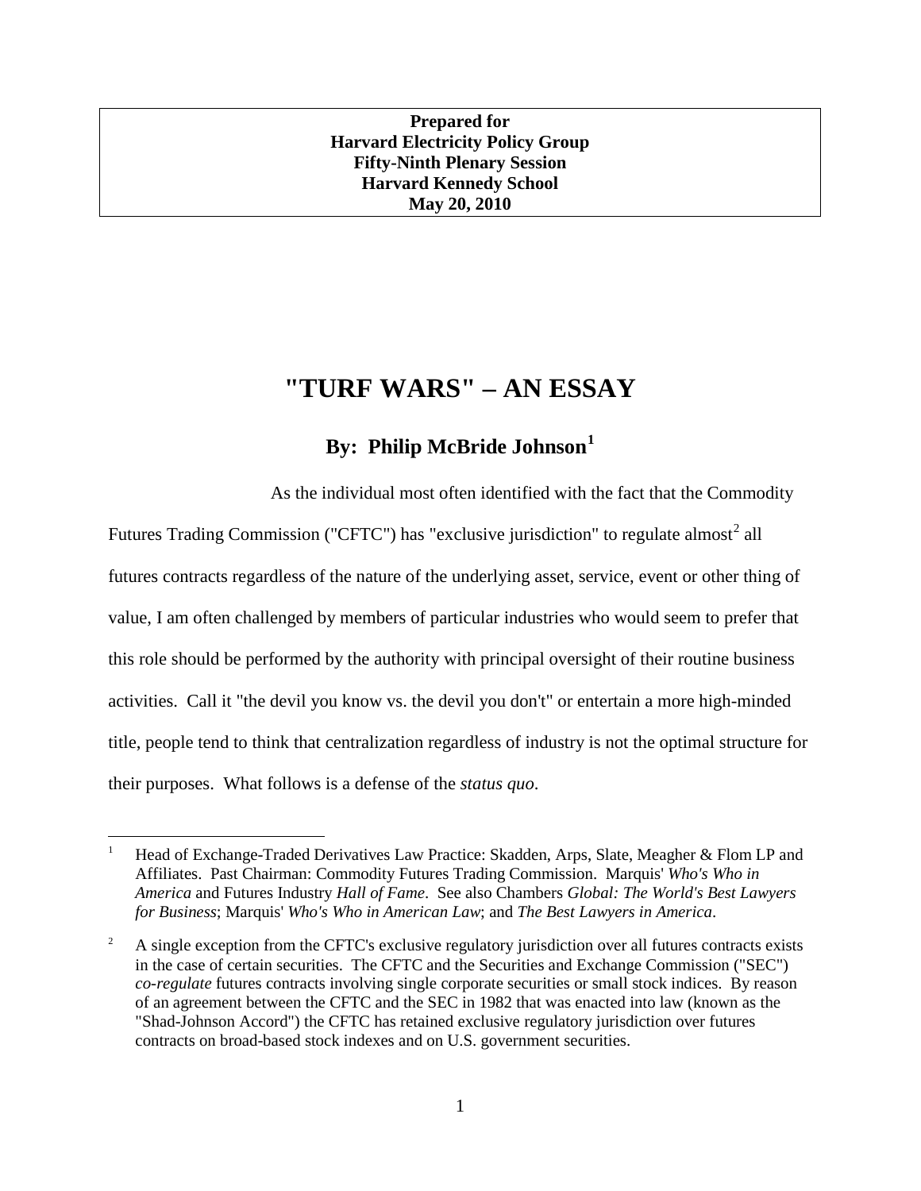**Prepared for**
**Harvard Electricity Policy Group**
**Fifty-Ninth Plenary Session**
**Harvard Kennedy School**
**May 20, 2010**

# "TURF WARS" – AN ESSAY

## By: Philip McBride Johnson[1]

As the individual most often identified with the fact that the Commodity Futures Trading Commission ("CFTC") has "exclusive jurisdiction" to regulate almost[2] all futures contracts regardless of the nature of the underlying asset, service, event or other thing of value, I am often challenged by members of particular industries who would seem to prefer that this role should be performed by the authority with principal oversight of their routine business activities. Call it "the devil you know vs. the devil you don't" or entertain a more high-minded title, people tend to think that centralization regardless of industry is not the optimal structure for their purposes. What follows is a defense of the *status quo*.

---

[1] Head of Exchange-Traded Derivatives Law Practice: Skadden, Arps, Slate, Meagher & Flom LP and Affiliates. Past Chairman: Commodity Futures Trading Commission. Marquis' *Who's Who in America* and Futures Industry *Hall of Fame*. See also Chambers *Global: The World's Best Lawyers for Business*; Marquis' *Who's Who in American Law*; and *The Best Lawyers in America*.

[2] A single exception from the CFTC's exclusive regulatory jurisdiction over all futures contracts exists in the case of certain securities. The CFTC and the Securities and Exchange Commission ("SEC") *co-regulate* futures contracts involving single corporate securities or small stock indices. By reason of an agreement between the CFTC and the SEC in 1982 that was enacted into law (known as the "Shad-Johnson Accord") the CFTC has retained exclusive regulatory jurisdiction over futures contracts on broad-based stock indexes and on U.S. government securities.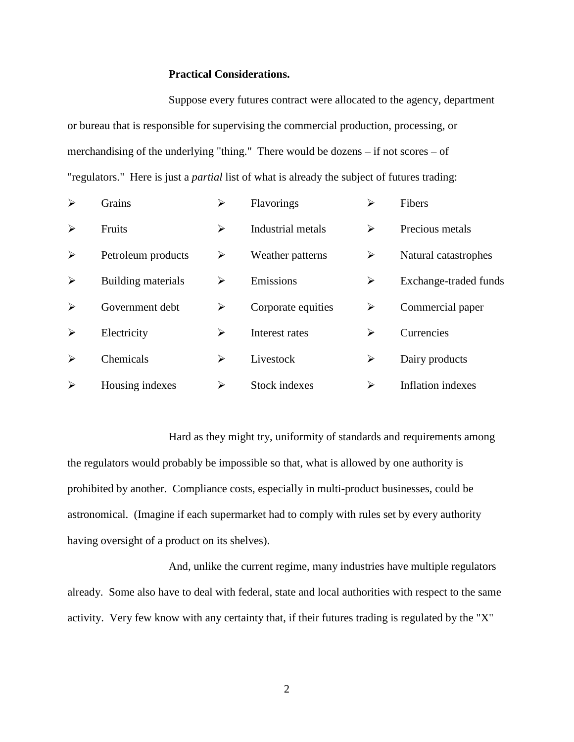**Practical Considerations.**

Suppose every futures contract were allocated to the agency, department or bureau that is responsible for supervising the commercial production, processing, or merchandising of the underlying "thing." There would be dozens – if not scores – of "regulators." Here is just a *partial* list of what is already the subject of futures trading:

- Grains
- Flavorings
- Fibers
- Fruits
- Industrial metals
- Precious metals
- Petroleum products
- Weather patterns
- Natural catastrophes
- Building materials
- Emissions
- Exchange-traded funds
- Government debt
- Corporate equities
- Commercial paper
- Electricity
- Interest rates
- Currencies
- Chemicals
- Livestock
- Dairy products
- Housing indexes
- Stock indexes
- Inflation indexes

Hard as they might try, uniformity of standards and requirements among the regulators would probably be impossible so that, what is allowed by one authority is prohibited by another. Compliance costs, especially in multi-product businesses, could be astronomical. (Imagine if each supermarket had to comply with rules set by every authority having oversight of a product on its shelves).

And, unlike the current regime, many industries have multiple regulators already. Some also have to deal with federal, state and local authorities with respect to the same activity. Very few know with any certainty that, if their futures trading is regulated by the "X"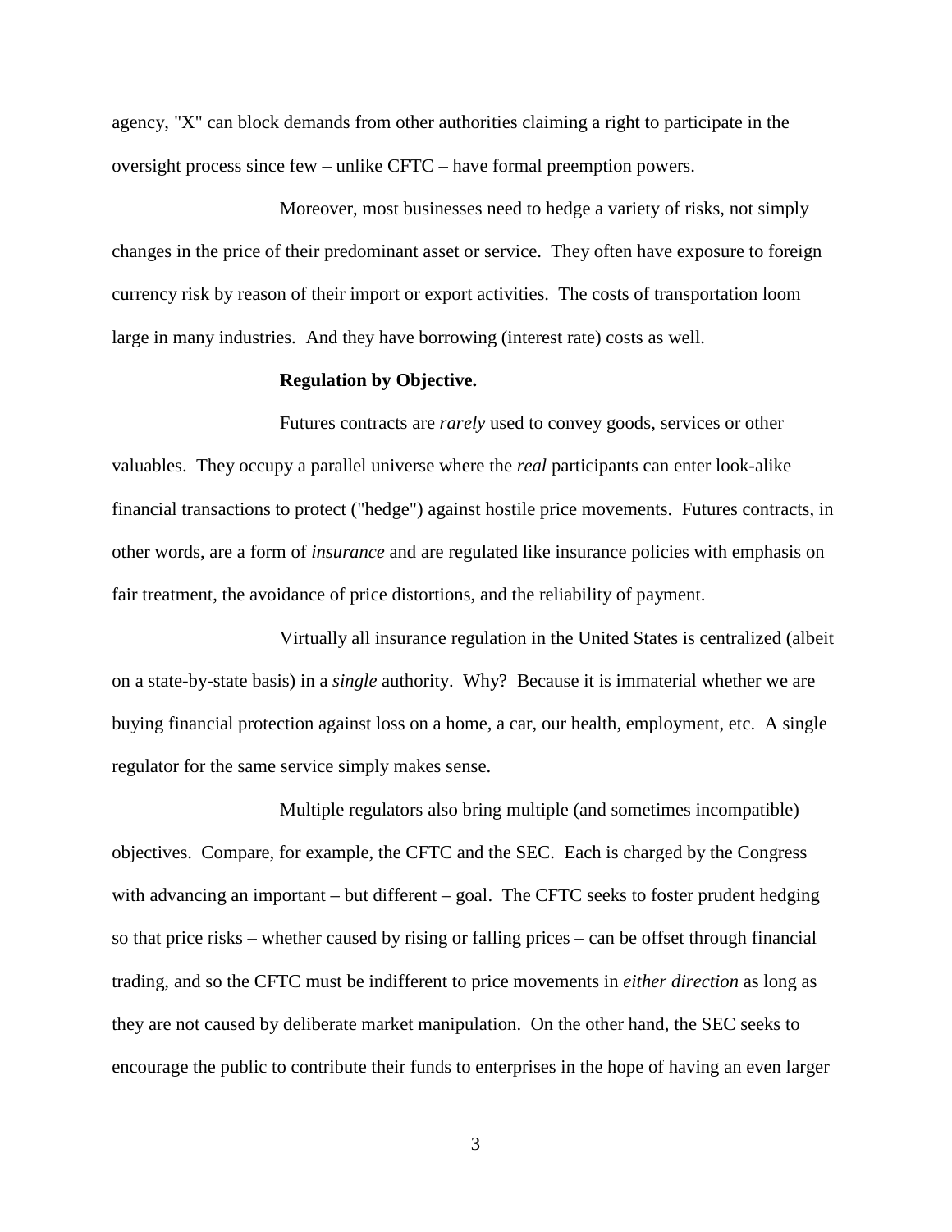agency, "X" can block demands from other authorities claiming a right to participate in the oversight process since few – unlike CFTC – have formal preemption powers.

Moreover, most businesses need to hedge a variety of risks, not simply changes in the price of their predominant asset or service. They often have exposure to foreign currency risk by reason of their import or export activities. The costs of transportation loom large in many industries. And they have borrowing (interest rate) costs as well.

**Regulation by Objective.**

Futures contracts are *rarely* used to convey goods, services or other valuables. They occupy a parallel universe where the *real* participants can enter look-alike financial transactions to protect ("hedge") against hostile price movements. Futures contracts, in other words, are a form of *insurance* and are regulated like insurance policies with emphasis on fair treatment, the avoidance of price distortions, and the reliability of payment.

Virtually all insurance regulation in the United States is centralized (albeit on a state-by-state basis) in a *single* authority. Why? Because it is immaterial whether we are buying financial protection against loss on a home, a car, our health, employment, etc. A single regulator for the same service simply makes sense.

Multiple regulators also bring multiple (and sometimes incompatible) objectives. Compare, for example, the CFTC and the SEC. Each is charged by the Congress with advancing an important – but different – goal. The CFTC seeks to foster prudent hedging so that price risks – whether caused by rising or falling prices – can be offset through financial trading, and so the CFTC must be indifferent to price movements in *either direction* as long as they are not caused by deliberate market manipulation. On the other hand, the SEC seeks to encourage the public to contribute their funds to enterprises in the hope of having an even larger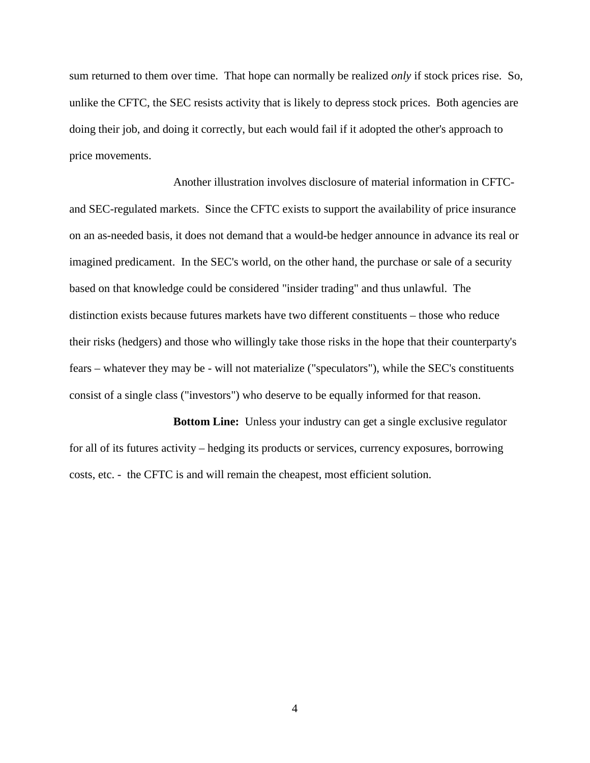sum returned to them over time. That hope can normally be realized *only* if stock prices rise. So, unlike the CFTC, the SEC resists activity that is likely to depress stock prices. Both agencies are doing their job, and doing it correctly, but each would fail if it adopted the other's approach to price movements.

Another illustration involves disclosure of material information in CFTC- and SEC-regulated markets. Since the CFTC exists to support the availability of price insurance on an as-needed basis, it does not demand that a would-be hedger announce in advance its real or imagined predicament. In the SEC's world, on the other hand, the purchase or sale of a security based on that knowledge could be considered "insider trading" and thus unlawful. The distinction exists because futures markets have two different constituents – those who reduce their risks (hedgers) and those who willingly take those risks in the hope that their counterparty's fears – whatever they may be - will not materialize ("speculators"), while the SEC's constituents consist of a single class ("investors") who deserve to be equally informed for that reason.

**Bottom Line:** Unless your industry can get a single exclusive regulator for all of its futures activity – hedging its products or services, currency exposures, borrowing costs, etc. - the CFTC is and will remain the cheapest, most efficient solution.